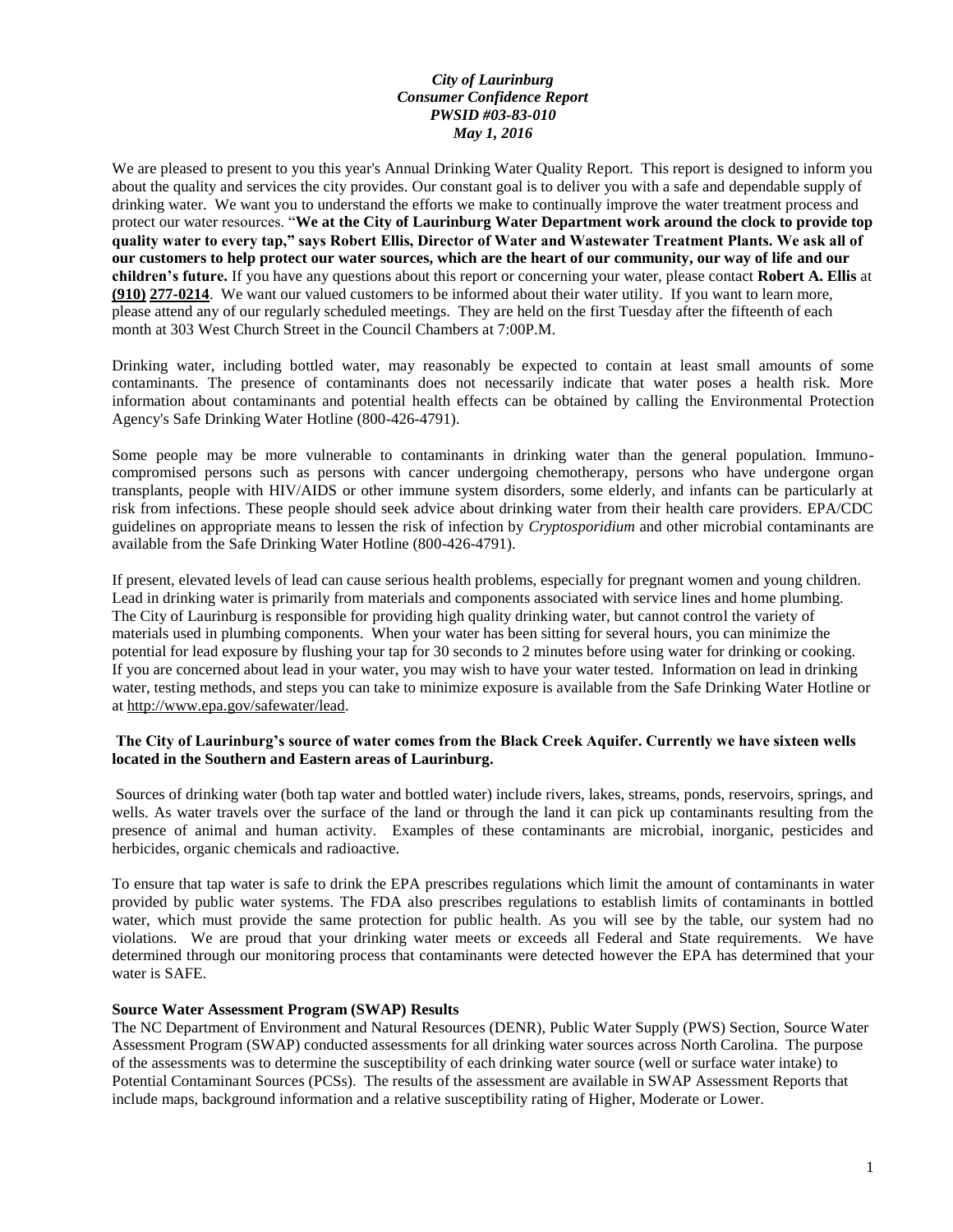*City of Laurinburg*
*Consumer Confidence Report*
*PWSID #03-83-010*
*May 1, 2016*

We are pleased to present to you this year's Annual Drinking Water Quality Report. This report is designed to inform you about the quality and services the city provides. Our constant goal is to deliver you with a safe and dependable supply of drinking water. We want you to understand the efforts we make to continually improve the water treatment process and protect our water resources. "**We at the City of Laurinburg Water Department work around the clock to provide top quality water to every tap," says Robert Ellis, Director of Water and Wastewater Treatment Plants. We ask all of our customers to help protect our water sources, which are the heart of our community, our way of life and our children's future.** If you have any questions about this report or concerning your water, please contact **Robert A. Ellis** at **(910) 277-0214**. We want our valued customers to be informed about their water utility. If you want to learn more, please attend any of our regularly scheduled meetings. They are held on the first Tuesday after the fifteenth of each month at 303 West Church Street in the Council Chambers at 7:00P.M.

Drinking water, including bottled water, may reasonably be expected to contain at least small amounts of some contaminants. The presence of contaminants does not necessarily indicate that water poses a health risk. More information about contaminants and potential health effects can be obtained by calling the Environmental Protection Agency's Safe Drinking Water Hotline (800-426-4791).

Some people may be more vulnerable to contaminants in drinking water than the general population. Immuno-compromised persons such as persons with cancer undergoing chemotherapy, persons who have undergone organ transplants, people with HIV/AIDS or other immune system disorders, some elderly, and infants can be particularly at risk from infections. These people should seek advice about drinking water from their health care providers. EPA/CDC guidelines on appropriate means to lessen the risk of infection by *Cryptosporidium* and other microbial contaminants are available from the Safe Drinking Water Hotline (800-426-4791).

If present, elevated levels of lead can cause serious health problems, especially for pregnant women and young children. Lead in drinking water is primarily from materials and components associated with service lines and home plumbing. The City of Laurinburg is responsible for providing high quality drinking water, but cannot control the variety of materials used in plumbing components. When your water has been sitting for several hours, you can minimize the potential for lead exposure by flushing your tap for 30 seconds to 2 minutes before using water for drinking or cooking. If you are concerned about lead in your water, you may wish to have your water tested. Information on lead in drinking water, testing methods, and steps you can take to minimize exposure is available from the Safe Drinking Water Hotline or at http://www.epa.gov/safewater/lead.

**The City of Laurinburg's source of water comes from the Black Creek Aquifer. Currently we have sixteen wells located in the Southern and Eastern areas of Laurinburg.**

Sources of drinking water (both tap water and bottled water) include rivers, lakes, streams, ponds, reservoirs, springs, and wells. As water travels over the surface of the land or through the land it can pick up contaminants resulting from the presence of animal and human activity. Examples of these contaminants are microbial, inorganic, pesticides and herbicides, organic chemicals and radioactive.

To ensure that tap water is safe to drink the EPA prescribes regulations which limit the amount of contaminants in water provided by public water systems. The FDA also prescribes regulations to establish limits of contaminants in bottled water, which must provide the same protection for public health. As you will see by the table, our system had no violations. We are proud that your drinking water meets or exceeds all Federal and State requirements. We have determined through our monitoring process that contaminants were detected however the EPA has determined that your water is SAFE.

**Source Water Assessment Program (SWAP) Results**

The NC Department of Environment and Natural Resources (DENR), Public Water Supply (PWS) Section, Source Water Assessment Program (SWAP) conducted assessments for all drinking water sources across North Carolina. The purpose of the assessments was to determine the susceptibility of each drinking water source (well or surface water intake) to Potential Contaminant Sources (PCSs). The results of the assessment are available in SWAP Assessment Reports that include maps, background information and a relative susceptibility rating of Higher, Moderate or Lower.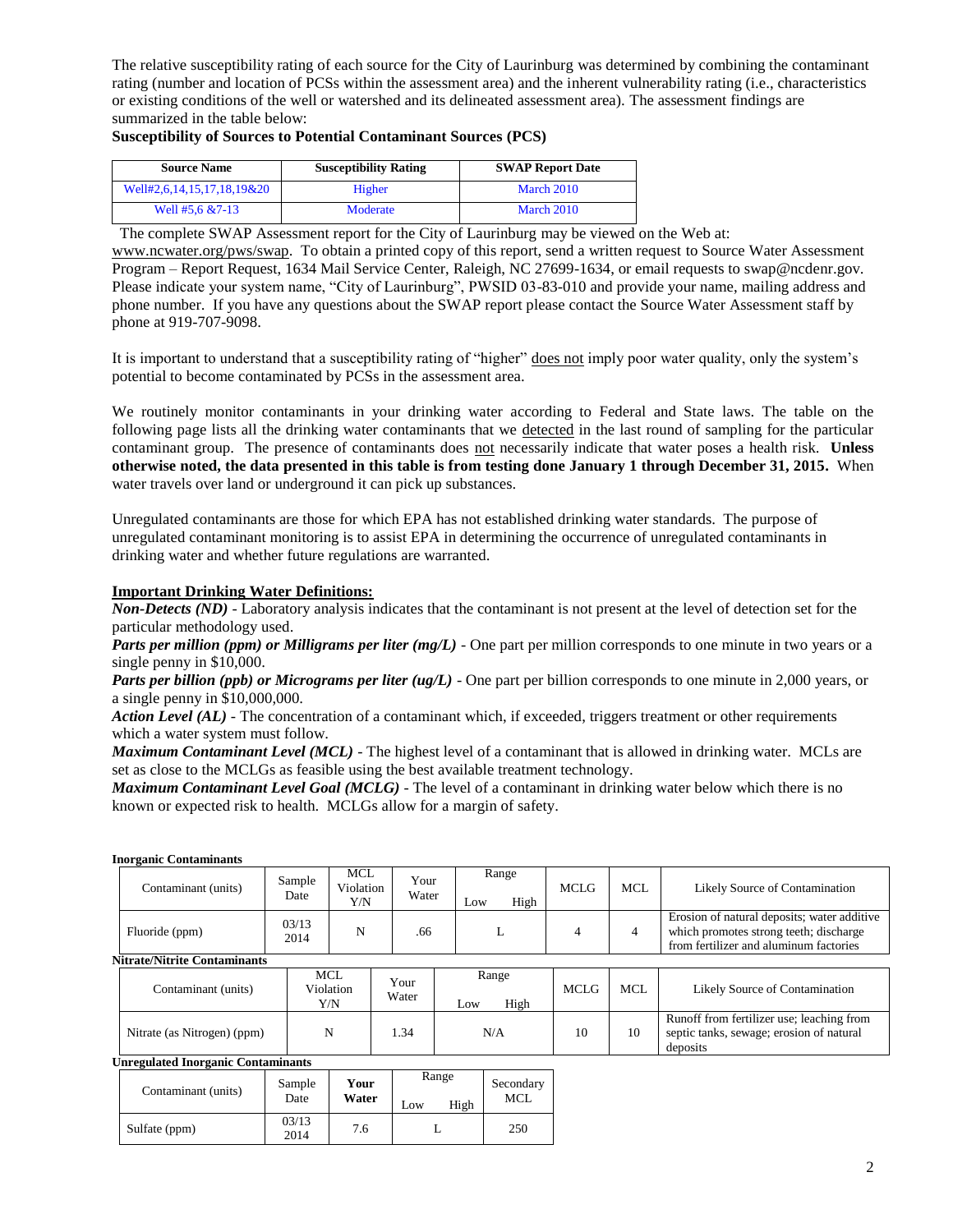The relative susceptibility rating of each source for the City of Laurinburg was determined by combining the contaminant rating (number and location of PCSs within the assessment area) and the inherent vulnerability rating (i.e., characteristics or existing conditions of the well or watershed and its delineated assessment area). The assessment findings are summarized in the table below:

**Susceptibility of Sources to Potential Contaminant Sources (PCS)**

| Source Name | Susceptibility Rating | SWAP Report Date |
|---|---|---|
| Well#2,6,14,15,17,18,19&20 | Higher | March 2010 |
| Well #5,6 &7-13 | Moderate | March 2010 |

The complete SWAP Assessment report for the City of Laurinburg may be viewed on the Web at: www.ncwater.org/pws/swap. To obtain a printed copy of this report, send a written request to Source Water Assessment Program – Report Request, 1634 Mail Service Center, Raleigh, NC 27699-1634, or email requests to swap@ncdenr.gov. Please indicate your system name, "City of Laurinburg", PWSID 03-83-010 and provide your name, mailing address and phone number. If you have any questions about the SWAP report please contact the Source Water Assessment staff by phone at 919-707-9098.

It is important to understand that a susceptibility rating of "higher" does not imply poor water quality, only the system's potential to become contaminated by PCSs in the assessment area.

We routinely monitor contaminants in your drinking water according to Federal and State laws. The table on the following page lists all the drinking water contaminants that we detected in the last round of sampling for the particular contaminant group. The presence of contaminants does not necessarily indicate that water poses a health risk. **Unless otherwise noted, the data presented in this table is from testing done January 1 through December 31, 2015.** When water travels over land or underground it can pick up substances.

Unregulated contaminants are those for which EPA has not established drinking water standards. The purpose of unregulated contaminant monitoring is to assist EPA in determining the occurrence of unregulated contaminants in drinking water and whether future regulations are warranted.

**Important Drinking Water Definitions:**

***Non-Detects (ND)*** - Laboratory analysis indicates that the contaminant is not present at the level of detection set for the particular methodology used.

***Parts per million (ppm) or Milligrams per liter (mg/L)*** - One part per million corresponds to one minute in two years or a single penny in $10,000.

***Parts per billion (ppb) or Micrograms per liter (ug/L)*** - One part per billion corresponds to one minute in 2,000 years, or a single penny in $10,000,000.

***Action Level (AL)*** - The concentration of a contaminant which, if exceeded, triggers treatment or other requirements which a water system must follow.

***Maximum Contaminant Level (MCL)*** - The highest level of a contaminant that is allowed in drinking water. MCLs are set as close to the MCLGs as feasible using the best available treatment technology.

***Maximum Contaminant Level Goal (MCLG)*** - The level of a contaminant in drinking water below which there is no known or expected risk to health. MCLGs allow for a margin of safety.

**Inorganic Contaminants**

| Contaminant (units) | Sample Date | MCL Violation Y/N | Your Water | Range Low | Range High | MCLG | MCL | Likely Source of Contamination |
|---|---|---|---|---|---|---|---|---|
| Fluoride (ppm) | 03/13 2014 | N | .66 | L | | 4 | 4 | Erosion of natural deposits; water additive which promotes strong teeth; discharge from fertilizer and aluminum factories |

**Nitrate/Nitrite Contaminants**

| Contaminant (units) | MCL Violation Y/N | Your Water | Range Low | Range High | MCLG | MCL | Likely Source of Contamination |
|---|---|---|---|---|---|---|---|
| Nitrate (as Nitrogen) (ppm) | N | 1.34 | N/A | | 10 | 10 | Runoff from fertilizer use; leaching from septic tanks, sewage; erosion of natural deposits |

**Unregulated Inorganic Contaminants**

| Contaminant (units) | Sample Date | **Your Water** | Range Low | Range High | Secondary MCL |
|---|---|---|---|---|---|
| Sulfate (ppm) | 03/13 2014 | 7.6 | L | | 250 |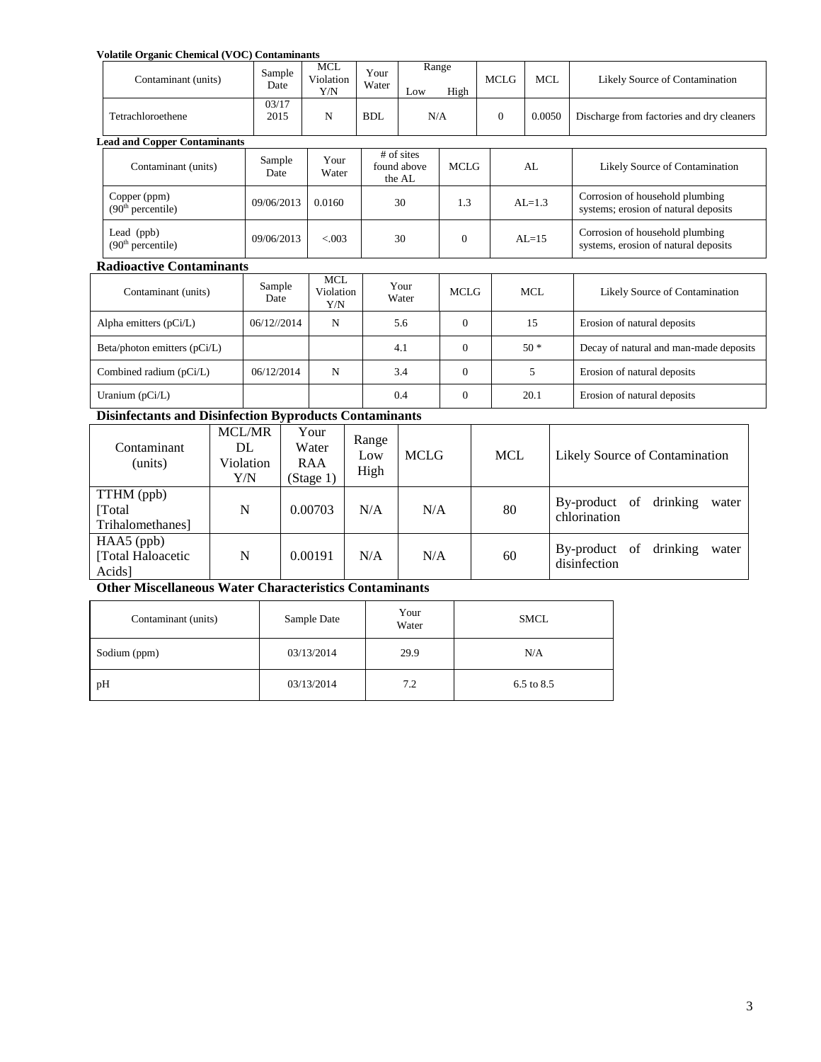**Volatile Organic Chemical (VOC) Contaminants**

| Contaminant (units) | Sample Date | MCL Violation Y/N | Your Water | Range Low | Range High | MCLG | MCL | Likely Source of Contamination |
|---|---|---|---|---|---|---|---|---|
| Tetrachloroethene | 03/17 2015 | N | BDL | N/A | | 0 | 0.0050 | Discharge from factories and dry cleaners |

**Lead and Copper Contaminants**

| Contaminant (units) | Sample Date | Your Water | # of sites found above the AL | MCLG | AL | Likely Source of Contamination |
|---|---|---|---|---|---|---|
| Copper (ppm) (90th percentile) | 09/06/2013 | 0.0160 | 30 | 1.3 | AL=1.3 | Corrosion of household plumbing systems; erosion of natural deposits |
| Lead (ppb) (90th percentile) | 09/06/2013 | <.003 | 30 | 0 | AL=15 | Corrosion of household plumbing systems, erosion of natural deposits |

**Radioactive Contaminants**

| Contaminant (units) | Sample Date | MCL Violation Y/N | Your Water | MCLG | MCL | Likely Source of Contamination |
|---|---|---|---|---|---|---|
| Alpha emitters (pCi/L) | 06/12//2014 | N | 5.6 | 0 | 15 | Erosion of natural deposits |
| Beta/photon emitters (pCi/L) | | | 4.1 | 0 | 50 * | Decay of natural and man-made deposits |
| Combined radium (pCi/L) | 06/12/2014 | N | 3.4 | 0 | 5 | Erosion of natural deposits |
| Uranium (pCi/L) | | | 0.4 | 0 | 20.1 | Erosion of natural deposits |

**Disinfectants and Disinfection Byproducts Contaminants**

| Contaminant (units) | MCL/MRDL Violation Y/N | Your Water RAA (Stage 1) | Range Low High | MCLG | MCL | Likely Source of Contamination |
|---|---|---|---|---|---|---|
| TTHM (ppb) [Total Trihalomethanes] | N | 0.00703 | N/A | N/A | 80 | By-product of drinking water chlorination |
| HAA5 (ppb) [Total Haloacetic Acids] | N | 0.00191 | N/A | N/A | 60 | By-product of drinking water disinfection |

**Other Miscellaneous Water Characteristics Contaminants**

| Contaminant (units) | Sample Date | Your Water | SMCL |
|---|---|---|---|
| Sodium (ppm) | 03/13/2014 | 29.9 | N/A |
| pH | 03/13/2014 | 7.2 | 6.5 to 8.5 |